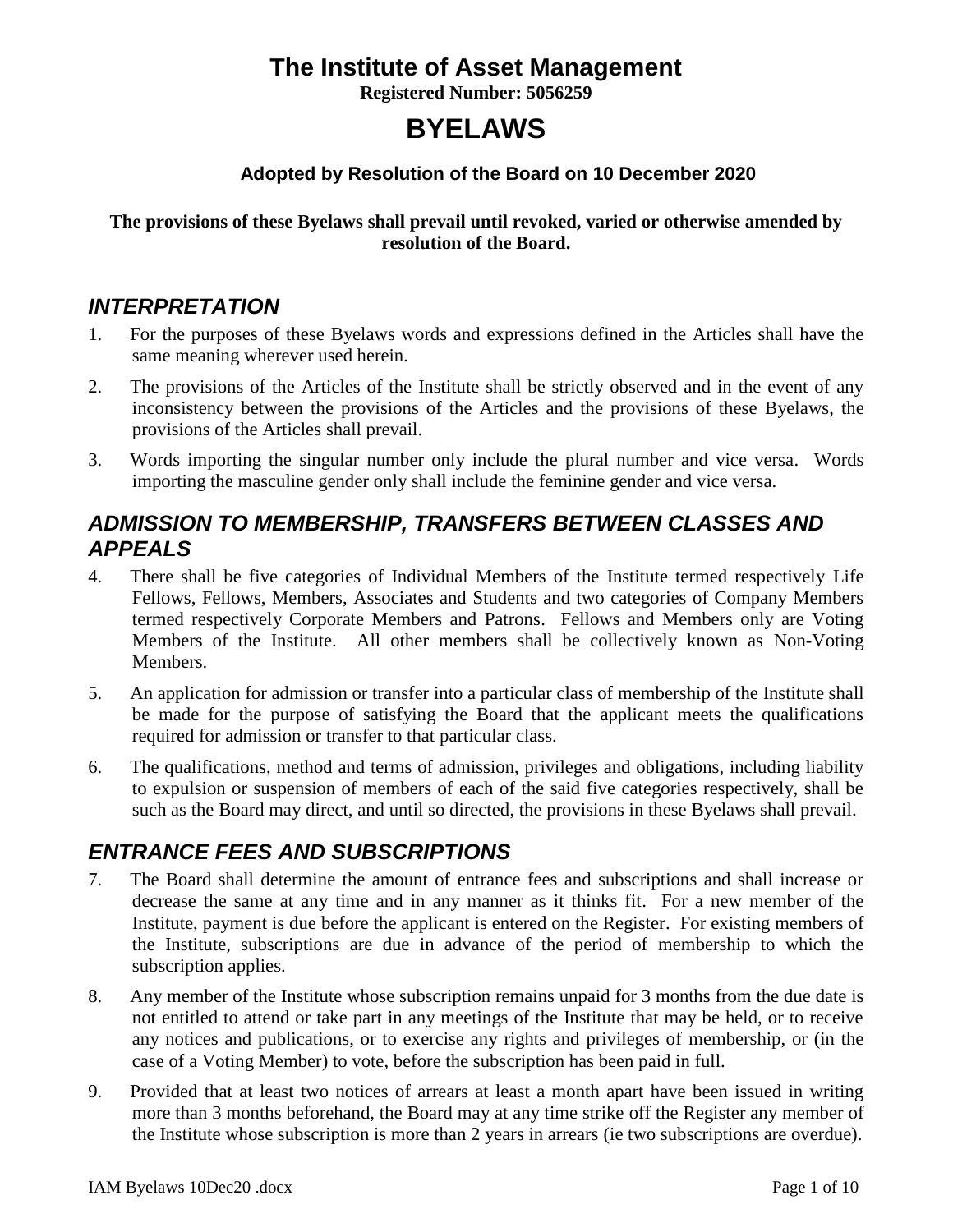# The Institute of Asset Management

**Registered Number: 5056259**

# BYELAWS

**Adopted by Resolution of the Board on 10 December 2020**

**The provisions of these Byelaws shall prevail until revoked, varied or otherwise amended by resolution of the Board.**

## *INTERPRETATION*

1. For the purposes of these Byelaws words and expressions defined in the Articles shall have the same meaning wherever used herein.
2. The provisions of the Articles of the Institute shall be strictly observed and in the event of any inconsistency between the provisions of the Articles and the provisions of these Byelaws, the provisions of the Articles shall prevail.
3. Words importing the singular number only include the plural number and vice versa. Words importing the masculine gender only shall include the feminine gender and vice versa.

## *ADMISSION TO MEMBERSHIP, TRANSFERS BETWEEN CLASSES AND APPEALS*

4. There shall be five categories of Individual Members of the Institute termed respectively Life Fellows, Fellows, Members, Associates and Students and two categories of Company Members termed respectively Corporate Members and Patrons. Fellows and Members only are Voting Members of the Institute. All other members shall be collectively known as Non-Voting Members.
5. An application for admission or transfer into a particular class of membership of the Institute shall be made for the purpose of satisfying the Board that the applicant meets the qualifications required for admission or transfer to that particular class.
6. The qualifications, method and terms of admission, privileges and obligations, including liability to expulsion or suspension of members of each of the said five categories respectively, shall be such as the Board may direct, and until so directed, the provisions in these Byelaws shall prevail.

## *ENTRANCE FEES AND SUBSCRIPTIONS*

7. The Board shall determine the amount of entrance fees and subscriptions and shall increase or decrease the same at any time and in any manner as it thinks fit. For a new member of the Institute, payment is due before the applicant is entered on the Register. For existing members of the Institute, subscriptions are due in advance of the period of membership to which the subscription applies.
8. Any member of the Institute whose subscription remains unpaid for 3 months from the due date is not entitled to attend or take part in any meetings of the Institute that may be held, or to receive any notices and publications, or to exercise any rights and privileges of membership, or (in the case of a Voting Member) to vote, before the subscription has been paid in full.
9. Provided that at least two notices of arrears at least a month apart have been issued in writing more than 3 months beforehand, the Board may at any time strike off the Register any member of the Institute whose subscription is more than 2 years in arrears (ie two subscriptions are overdue).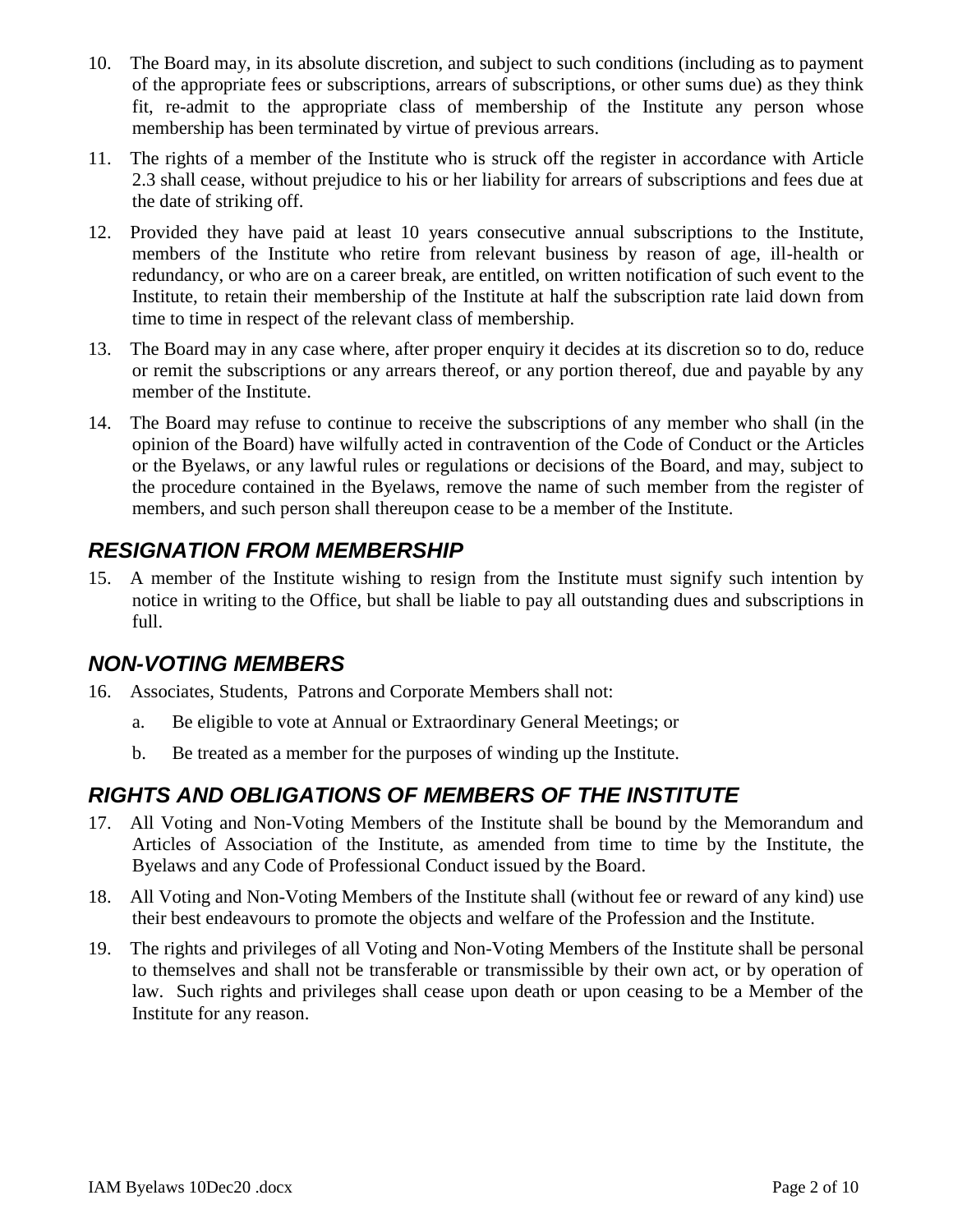10. The Board may, in its absolute discretion, and subject to such conditions (including as to payment of the appropriate fees or subscriptions, arrears of subscriptions, or other sums due) as they think fit, re-admit to the appropriate class of membership of the Institute any person whose membership has been terminated by virtue of previous arrears.

11. The rights of a member of the Institute who is struck off the register in accordance with Article 2.3 shall cease, without prejudice to his or her liability for arrears of subscriptions and fees due at the date of striking off.

12. Provided they have paid at least 10 years consecutive annual subscriptions to the Institute, members of the Institute who retire from relevant business by reason of age, ill-health or redundancy, or who are on a career break, are entitled, on written notification of such event to the Institute, to retain their membership of the Institute at half the subscription rate laid down from time to time in respect of the relevant class of membership.

13. The Board may in any case where, after proper enquiry it decides at its discretion so to do, reduce or remit the subscriptions or any arrears thereof, or any portion thereof, due and payable by any member of the Institute.

14. The Board may refuse to continue to receive the subscriptions of any member who shall (in the opinion of the Board) have wilfully acted in contravention of the Code of Conduct or the Articles or the Byelaws, or any lawful rules or regulations or decisions of the Board, and may, subject to the procedure contained in the Byelaws, remove the name of such member from the register of members, and such person shall thereupon cease to be a member of the Institute.

## *RESIGNATION FROM MEMBERSHIP*

15. A member of the Institute wishing to resign from the Institute must signify such intention by notice in writing to the Office, but shall be liable to pay all outstanding dues and subscriptions in full.

## *NON-VOTING MEMBERS*

16. Associates, Students, Patrons and Corporate Members shall not:

    a. Be eligible to vote at Annual or Extraordinary General Meetings; or

    b. Be treated as a member for the purposes of winding up the Institute.

## *RIGHTS AND OBLIGATIONS OF MEMBERS OF THE INSTITUTE*

17. All Voting and Non-Voting Members of the Institute shall be bound by the Memorandum and Articles of Association of the Institute, as amended from time to time by the Institute, the Byelaws and any Code of Professional Conduct issued by the Board.

18. All Voting and Non-Voting Members of the Institute shall (without fee or reward of any kind) use their best endeavours to promote the objects and welfare of the Profession and the Institute.

19. The rights and privileges of all Voting and Non-Voting Members of the Institute shall be personal to themselves and shall not be transferable or transmissible by their own act, or by operation of law. Such rights and privileges shall cease upon death or upon ceasing to be a Member of the Institute for any reason.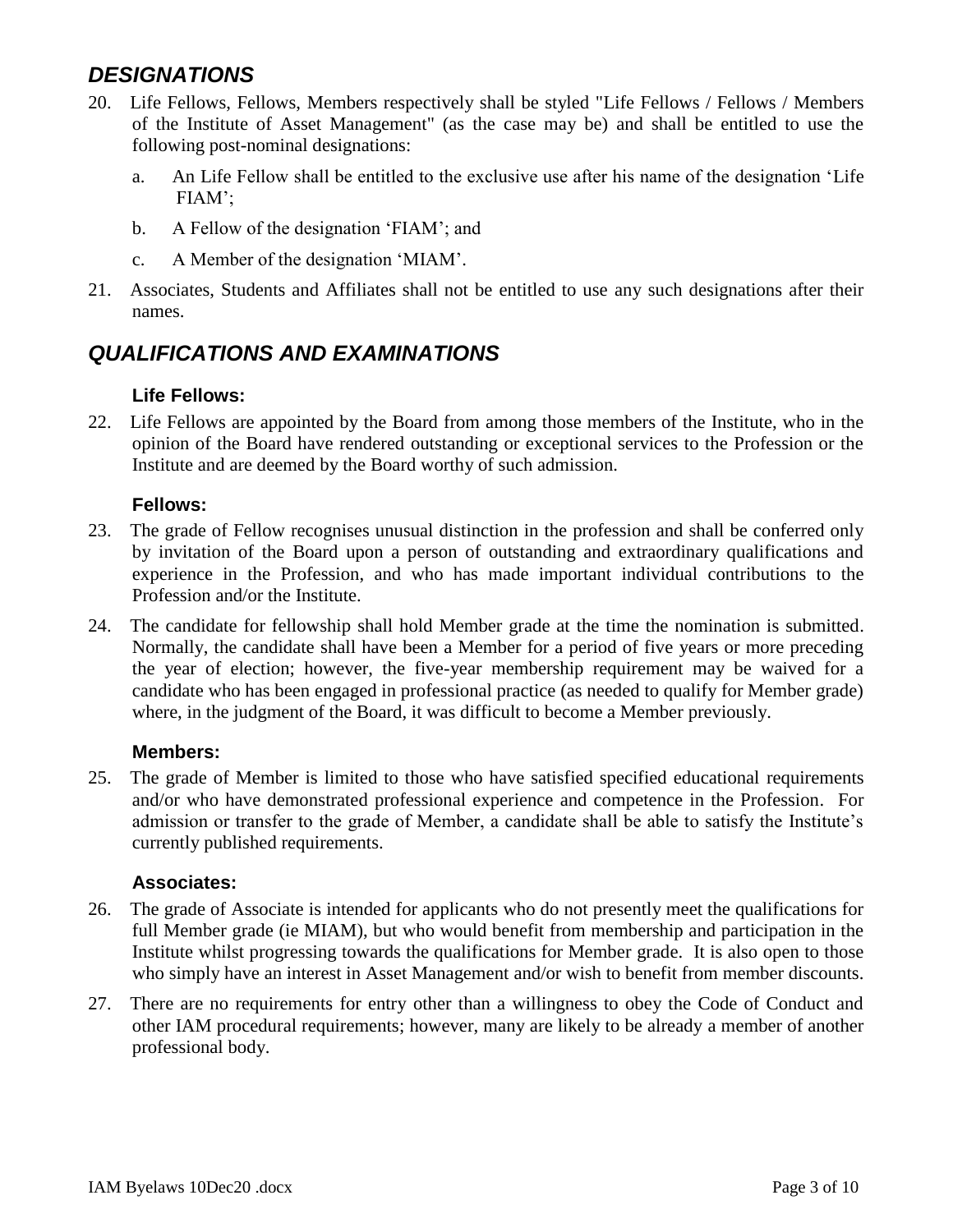## *DESIGNATIONS*

20. Life Fellows, Fellows, Members respectively shall be styled "Life Fellows / Fellows / Members of the Institute of Asset Management" (as the case may be) and shall be entitled to use the following post-nominal designations:

    a. An Life Fellow shall be entitled to the exclusive use after his name of the designation 'Life FIAM';

    b. A Fellow of the designation 'FIAM'; and

    c. A Member of the designation 'MIAM'.

21. Associates, Students and Affiliates shall not be entitled to use any such designations after their names.

## *QUALIFICATIONS AND EXAMINATIONS*

### Life Fellows:

22. Life Fellows are appointed by the Board from among those members of the Institute, who in the opinion of the Board have rendered outstanding or exceptional services to the Profession or the Institute and are deemed by the Board worthy of such admission.

### Fellows:

23. The grade of Fellow recognises unusual distinction in the profession and shall be conferred only by invitation of the Board upon a person of outstanding and extraordinary qualifications and experience in the Profession, and who has made important individual contributions to the Profession and/or the Institute.

24. The candidate for fellowship shall hold Member grade at the time the nomination is submitted. Normally, the candidate shall have been a Member for a period of five years or more preceding the year of election; however, the five-year membership requirement may be waived for a candidate who has been engaged in professional practice (as needed to qualify for Member grade) where, in the judgment of the Board, it was difficult to become a Member previously.

### Members:

25. The grade of Member is limited to those who have satisfied specified educational requirements and/or who have demonstrated professional experience and competence in the Profession. For admission or transfer to the grade of Member, a candidate shall be able to satisfy the Institute's currently published requirements.

### Associates:

26. The grade of Associate is intended for applicants who do not presently meet the qualifications for full Member grade (ie MIAM), but who would benefit from membership and participation in the Institute whilst progressing towards the qualifications for Member grade. It is also open to those who simply have an interest in Asset Management and/or wish to benefit from member discounts.

27. There are no requirements for entry other than a willingness to obey the Code of Conduct and other IAM procedural requirements; however, many are likely to be already a member of another professional body.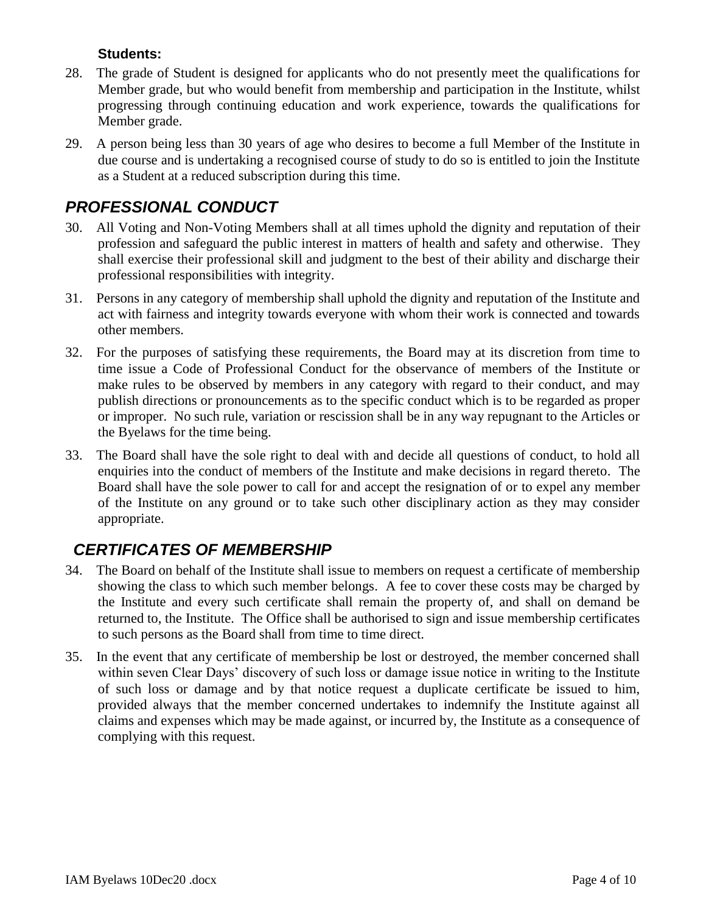**Students:**

28. The grade of Student is designed for applicants who do not presently meet the qualifications for Member grade, but who would benefit from membership and participation in the Institute, whilst progressing through continuing education and work experience, towards the qualifications for Member grade.

29. A person being less than 30 years of age who desires to become a full Member of the Institute in due course and is undertaking a recognised course of study to do so is entitled to join the Institute as a Student at a reduced subscription during this time.

## *PROFESSIONAL CONDUCT*

30. All Voting and Non-Voting Members shall at all times uphold the dignity and reputation of their profession and safeguard the public interest in matters of health and safety and otherwise. They shall exercise their professional skill and judgment to the best of their ability and discharge their professional responsibilities with integrity.

31. Persons in any category of membership shall uphold the dignity and reputation of the Institute and act with fairness and integrity towards everyone with whom their work is connected and towards other members.

32. For the purposes of satisfying these requirements, the Board may at its discretion from time to time issue a Code of Professional Conduct for the observance of members of the Institute or make rules to be observed by members in any category with regard to their conduct, and may publish directions or pronouncements as to the specific conduct which is to be regarded as proper or improper. No such rule, variation or rescission shall be in any way repugnant to the Articles or the Byelaws for the time being.

33. The Board shall have the sole right to deal with and decide all questions of conduct, to hold all enquiries into the conduct of members of the Institute and make decisions in regard thereto. The Board shall have the sole power to call for and accept the resignation of or to expel any member of the Institute on any ground or to take such other disciplinary action as they may consider appropriate.

## *CERTIFICATES OF MEMBERSHIP*

34. The Board on behalf of the Institute shall issue to members on request a certificate of membership showing the class to which such member belongs. A fee to cover these costs may be charged by the Institute and every such certificate shall remain the property of, and shall on demand be returned to, the Institute. The Office shall be authorised to sign and issue membership certificates to such persons as the Board shall from time to time direct.

35. In the event that any certificate of membership be lost or destroyed, the member concerned shall within seven Clear Days' discovery of such loss or damage issue notice in writing to the Institute of such loss or damage and by that notice request a duplicate certificate be issued to him, provided always that the member concerned undertakes to indemnify the Institute against all claims and expenses which may be made against, or incurred by, the Institute as a consequence of complying with this request.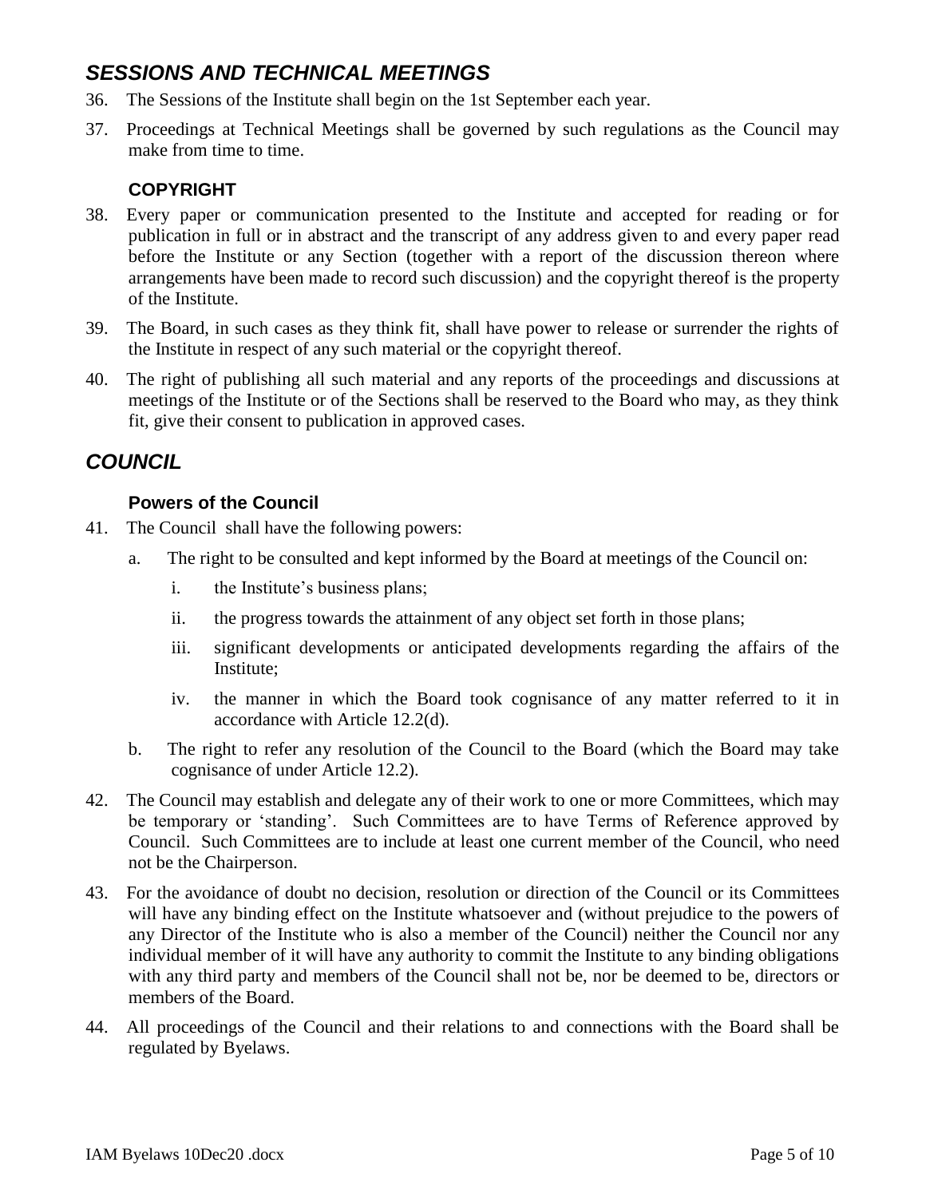## *SESSIONS AND TECHNICAL MEETINGS*

36. The Sessions of the Institute shall begin on the 1st September each year.

37. Proceedings at Technical Meetings shall be governed by such regulations as the Council may make from time to time.

### COPYRIGHT

38. Every paper or communication presented to the Institute and accepted for reading or for publication in full or in abstract and the transcript of any address given to and every paper read before the Institute or any Section (together with a report of the discussion thereon where arrangements have been made to record such discussion) and the copyright thereof is the property of the Institute.

39. The Board, in such cases as they think fit, shall have power to release or surrender the rights of the Institute in respect of any such material or the copyright thereof.

40. The right of publishing all such material and any reports of the proceedings and discussions at meetings of the Institute or of the Sections shall be reserved to the Board who may, as they think fit, give their consent to publication in approved cases.

## *COUNCIL*

### Powers of the Council

41. The Council shall have the following powers:

    a. The right to be consulted and kept informed by the Board at meetings of the Council on:

        i. the Institute's business plans;

        ii. the progress towards the attainment of any object set forth in those plans;

        iii. significant developments or anticipated developments regarding the affairs of the Institute;

        iv. the manner in which the Board took cognisance of any matter referred to it in accordance with Article 12.2(d).

    b. The right to refer any resolution of the Council to the Board (which the Board may take cognisance of under Article 12.2).

42. The Council may establish and delegate any of their work to one or more Committees, which may be temporary or 'standing'. Such Committees are to have Terms of Reference approved by Council. Such Committees are to include at least one current member of the Council, who need not be the Chairperson.

43. For the avoidance of doubt no decision, resolution or direction of the Council or its Committees will have any binding effect on the Institute whatsoever and (without prejudice to the powers of any Director of the Institute who is also a member of the Council) neither the Council nor any individual member of it will have any authority to commit the Institute to any binding obligations with any third party and members of the Council shall not be, nor be deemed to be, directors or members of the Board.

44. All proceedings of the Council and their relations to and connections with the Board shall be regulated by Byelaws.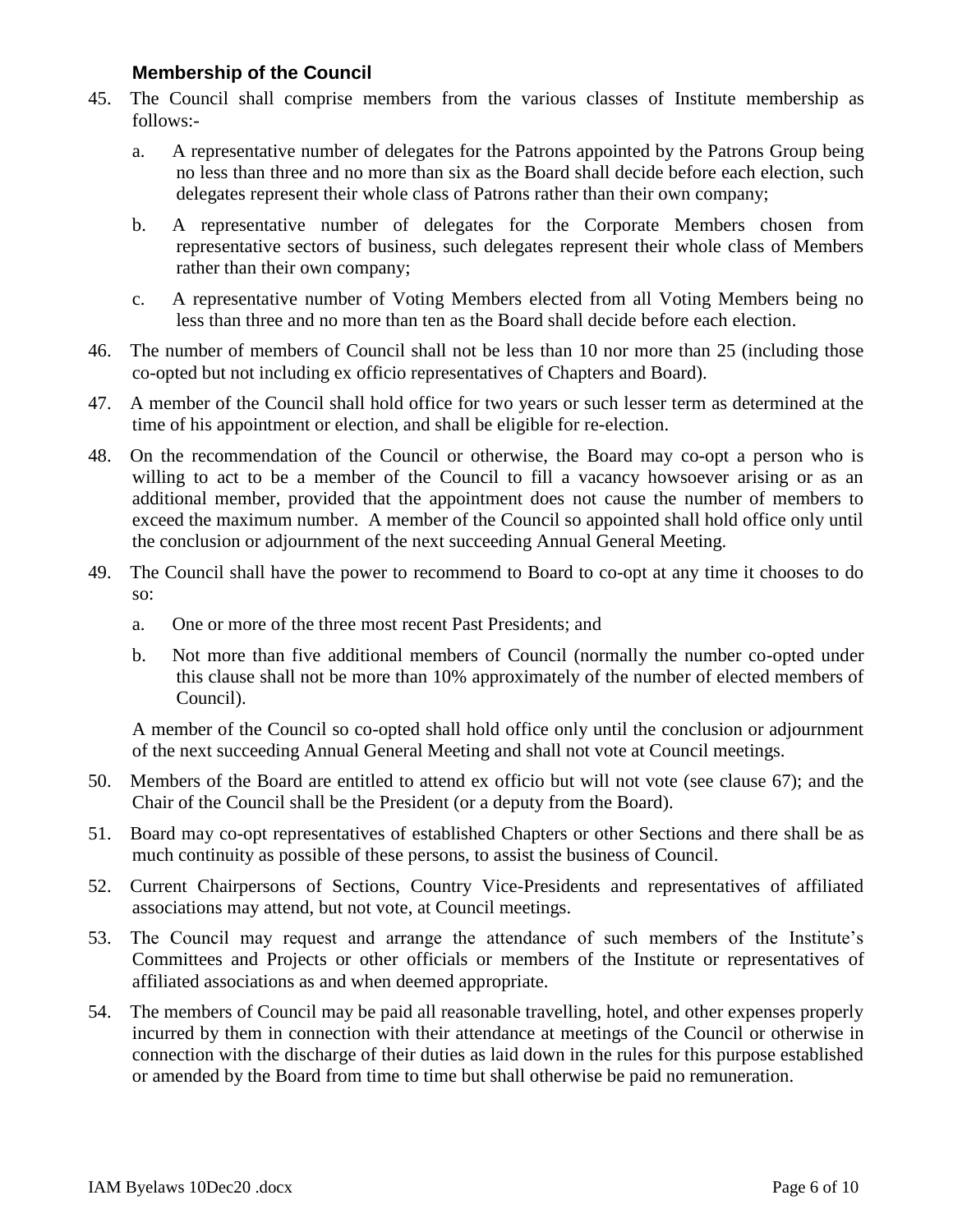### Membership of the Council

45. The Council shall comprise members from the various classes of Institute membership as follows:-

    a. A representative number of delegates for the Patrons appointed by the Patrons Group being no less than three and no more than six as the Board shall decide before each election, such delegates represent their whole class of Patrons rather than their own company;

    b. A representative number of delegates for the Corporate Members chosen from representative sectors of business, such delegates represent their whole class of Members rather than their own company;

    c. A representative number of Voting Members elected from all Voting Members being no less than three and no more than ten as the Board shall decide before each election.

46. The number of members of Council shall not be less than 10 nor more than 25 (including those co-opted but not including ex officio representatives of Chapters and Board).

47. A member of the Council shall hold office for two years or such lesser term as determined at the time of his appointment or election, and shall be eligible for re-election.

48. On the recommendation of the Council or otherwise, the Board may co-opt a person who is willing to act to be a member of the Council to fill a vacancy howsoever arising or as an additional member, provided that the appointment does not cause the number of members to exceed the maximum number. A member of the Council so appointed shall hold office only until the conclusion or adjournment of the next succeeding Annual General Meeting.

49. The Council shall have the power to recommend to Board to co-opt at any time it chooses to do so:

    a. One or more of the three most recent Past Presidents; and

    b. Not more than five additional members of Council (normally the number co-opted under this clause shall not be more than 10% approximately of the number of elected members of Council).

    A member of the Council so co-opted shall hold office only until the conclusion or adjournment of the next succeeding Annual General Meeting and shall not vote at Council meetings.

50. Members of the Board are entitled to attend ex officio but will not vote (see clause 67); and the Chair of the Council shall be the President (or a deputy from the Board).

51. Board may co-opt representatives of established Chapters or other Sections and there shall be as much continuity as possible of these persons, to assist the business of Council.

52. Current Chairpersons of Sections, Country Vice-Presidents and representatives of affiliated associations may attend, but not vote, at Council meetings.

53. The Council may request and arrange the attendance of such members of the Institute's Committees and Projects or other officials or members of the Institute or representatives of affiliated associations as and when deemed appropriate.

54. The members of Council may be paid all reasonable travelling, hotel, and other expenses properly incurred by them in connection with their attendance at meetings of the Council or otherwise in connection with the discharge of their duties as laid down in the rules for this purpose established or amended by the Board from time to time but shall otherwise be paid no remuneration.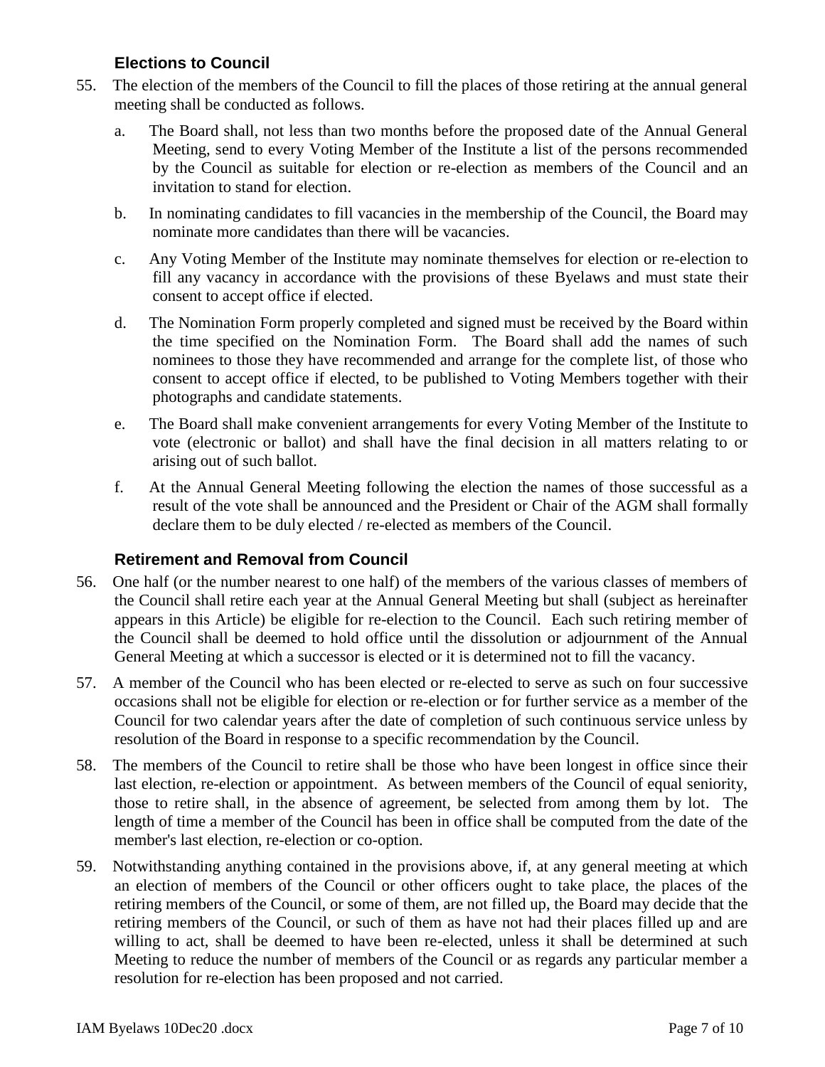### Elections to Council

55. The election of the members of the Council to fill the places of those retiring at the annual general meeting shall be conducted as follows.

    a. The Board shall, not less than two months before the proposed date of the Annual General Meeting, send to every Voting Member of the Institute a list of the persons recommended by the Council as suitable for election or re-election as members of the Council and an invitation to stand for election.

    b. In nominating candidates to fill vacancies in the membership of the Council, the Board may nominate more candidates than there will be vacancies.

    c. Any Voting Member of the Institute may nominate themselves for election or re-election to fill any vacancy in accordance with the provisions of these Byelaws and must state their consent to accept office if elected.

    d. The Nomination Form properly completed and signed must be received by the Board within the time specified on the Nomination Form. The Board shall add the names of such nominees to those they have recommended and arrange for the complete list, of those who consent to accept office if elected, to be published to Voting Members together with their photographs and candidate statements.

    e. The Board shall make convenient arrangements for every Voting Member of the Institute to vote (electronic or ballot) and shall have the final decision in all matters relating to or arising out of such ballot.

    f. At the Annual General Meeting following the election the names of those successful as a result of the vote shall be announced and the President or Chair of the AGM shall formally declare them to be duly elected / re-elected as members of the Council.

### Retirement and Removal from Council

56. One half (or the number nearest to one half) of the members of the various classes of members of the Council shall retire each year at the Annual General Meeting but shall (subject as hereinafter appears in this Article) be eligible for re-election to the Council. Each such retiring member of the Council shall be deemed to hold office until the dissolution or adjournment of the Annual General Meeting at which a successor is elected or it is determined not to fill the vacancy.

57. A member of the Council who has been elected or re-elected to serve as such on four successive occasions shall not be eligible for election or re-election or for further service as a member of the Council for two calendar years after the date of completion of such continuous service unless by resolution of the Board in response to a specific recommendation by the Council.

58. The members of the Council to retire shall be those who have been longest in office since their last election, re-election or appointment. As between members of the Council of equal seniority, those to retire shall, in the absence of agreement, be selected from among them by lot. The length of time a member of the Council has been in office shall be computed from the date of the member's last election, re-election or co-option.

59. Notwithstanding anything contained in the provisions above, if, at any general meeting at which an election of members of the Council or other officers ought to take place, the places of the retiring members of the Council, or some of them, are not filled up, the Board may decide that the retiring members of the Council, or such of them as have not had their places filled up and are willing to act, shall be deemed to have been re-elected, unless it shall be determined at such Meeting to reduce the number of members of the Council or as regards any particular member a resolution for re-election has been proposed and not carried.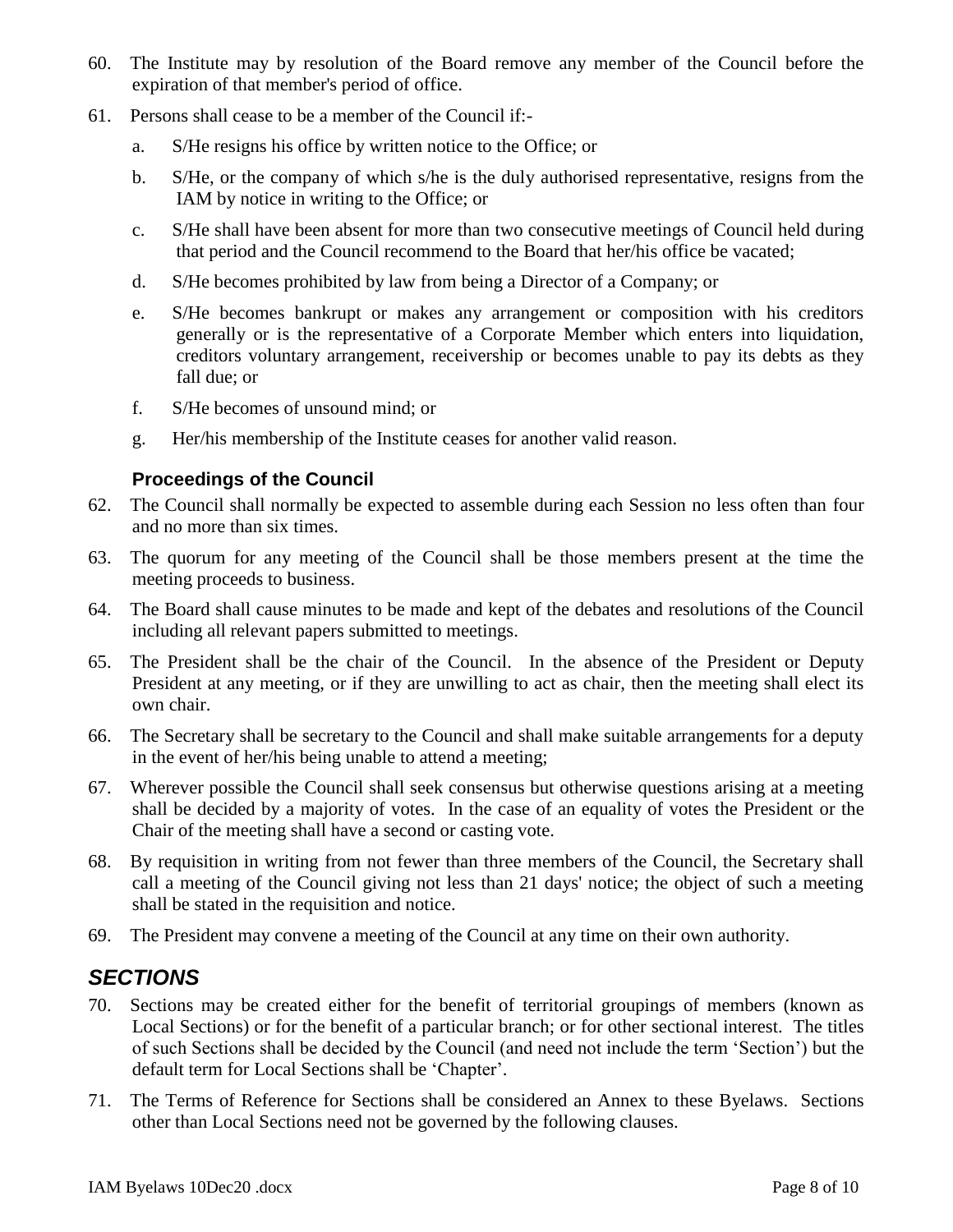60. The Institute may by resolution of the Board remove any member of the Council before the expiration of that member's period of office.

61. Persons shall cease to be a member of the Council if:-

    a. S/He resigns his office by written notice to the Office; or

    b. S/He, or the company of which s/he is the duly authorised representative, resigns from the IAM by notice in writing to the Office; or

    c. S/He shall have been absent for more than two consecutive meetings of Council held during that period and the Council recommend to the Board that her/his office be vacated;

    d. S/He becomes prohibited by law from being a Director of a Company; or

    e. S/He becomes bankrupt or makes any arrangement or composition with his creditors generally or is the representative of a Corporate Member which enters into liquidation, creditors voluntary arrangement, receivership or becomes unable to pay its debts as they fall due; or

    f. S/He becomes of unsound mind; or

    g. Her/his membership of the Institute ceases for another valid reason.

### Proceedings of the Council

62. The Council shall normally be expected to assemble during each Session no less often than four and no more than six times.

63. The quorum for any meeting of the Council shall be those members present at the time the meeting proceeds to business.

64. The Board shall cause minutes to be made and kept of the debates and resolutions of the Council including all relevant papers submitted to meetings.

65. The President shall be the chair of the Council. In the absence of the President or Deputy President at any meeting, or if they are unwilling to act as chair, then the meeting shall elect its own chair.

66. The Secretary shall be secretary to the Council and shall make suitable arrangements for a deputy in the event of her/his being unable to attend a meeting;

67. Wherever possible the Council shall seek consensus but otherwise questions arising at a meeting shall be decided by a majority of votes. In the case of an equality of votes the President or the Chair of the meeting shall have a second or casting vote.

68. By requisition in writing from not fewer than three members of the Council, the Secretary shall call a meeting of the Council giving not less than 21 days' notice; the object of such a meeting shall be stated in the requisition and notice.

69. The President may convene a meeting of the Council at any time on their own authority.

## *SECTIONS*

70. Sections may be created either for the benefit of territorial groupings of members (known as Local Sections) or for the benefit of a particular branch; or for other sectional interest. The titles of such Sections shall be decided by the Council (and need not include the term 'Section') but the default term for Local Sections shall be 'Chapter'.

71. The Terms of Reference for Sections shall be considered an Annex to these Byelaws. Sections other than Local Sections need not be governed by the following clauses.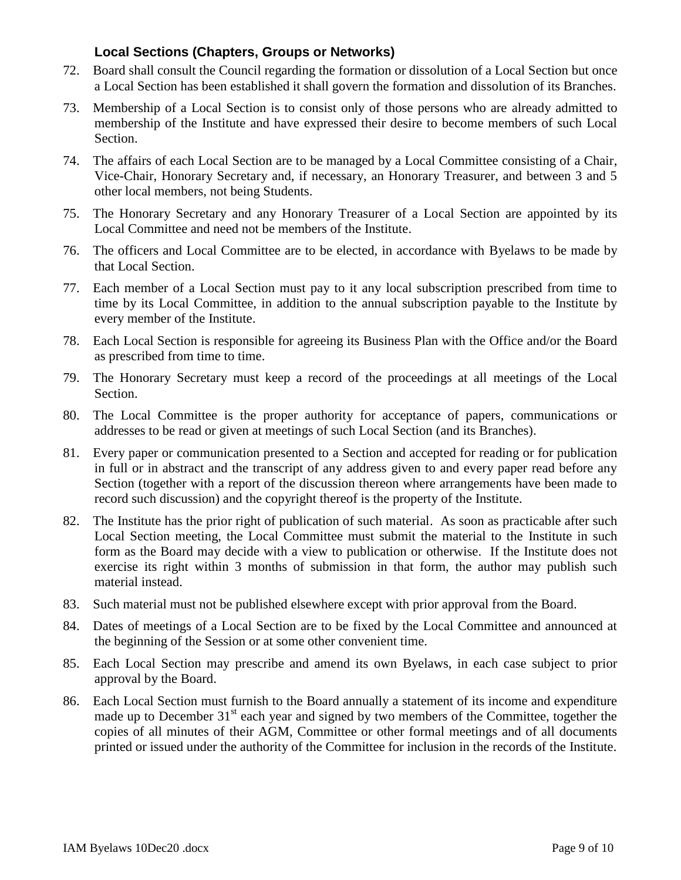### Local Sections (Chapters, Groups or Networks)

72. Board shall consult the Council regarding the formation or dissolution of a Local Section but once a Local Section has been established it shall govern the formation and dissolution of its Branches.

73. Membership of a Local Section is to consist only of those persons who are already admitted to membership of the Institute and have expressed their desire to become members of such Local Section.

74. The affairs of each Local Section are to be managed by a Local Committee consisting of a Chair, Vice-Chair, Honorary Secretary and, if necessary, an Honorary Treasurer, and between 3 and 5 other local members, not being Students.

75. The Honorary Secretary and any Honorary Treasurer of a Local Section are appointed by its Local Committee and need not be members of the Institute.

76. The officers and Local Committee are to be elected, in accordance with Byelaws to be made by that Local Section.

77. Each member of a Local Section must pay to it any local subscription prescribed from time to time by its Local Committee, in addition to the annual subscription payable to the Institute by every member of the Institute.

78. Each Local Section is responsible for agreeing its Business Plan with the Office and/or the Board as prescribed from time to time.

79. The Honorary Secretary must keep a record of the proceedings at all meetings of the Local Section.

80. The Local Committee is the proper authority for acceptance of papers, communications or addresses to be read or given at meetings of such Local Section (and its Branches).

81. Every paper or communication presented to a Section and accepted for reading or for publication in full or in abstract and the transcript of any address given to and every paper read before any Section (together with a report of the discussion thereon where arrangements have been made to record such discussion) and the copyright thereof is the property of the Institute.

82. The Institute has the prior right of publication of such material. As soon as practicable after such Local Section meeting, the Local Committee must submit the material to the Institute in such form as the Board may decide with a view to publication or otherwise. If the Institute does not exercise its right within 3 months of submission in that form, the author may publish such material instead.

83. Such material must not be published elsewhere except with prior approval from the Board.

84. Dates of meetings of a Local Section are to be fixed by the Local Committee and announced at the beginning of the Session or at some other convenient time.

85. Each Local Section may prescribe and amend its own Byelaws, in each case subject to prior approval by the Board.

86. Each Local Section must furnish to the Board annually a statement of its income and expenditure made up to December 31st each year and signed by two members of the Committee, together the copies of all minutes of their AGM, Committee or other formal meetings and of all documents printed or issued under the authority of the Committee for inclusion in the records of the Institute.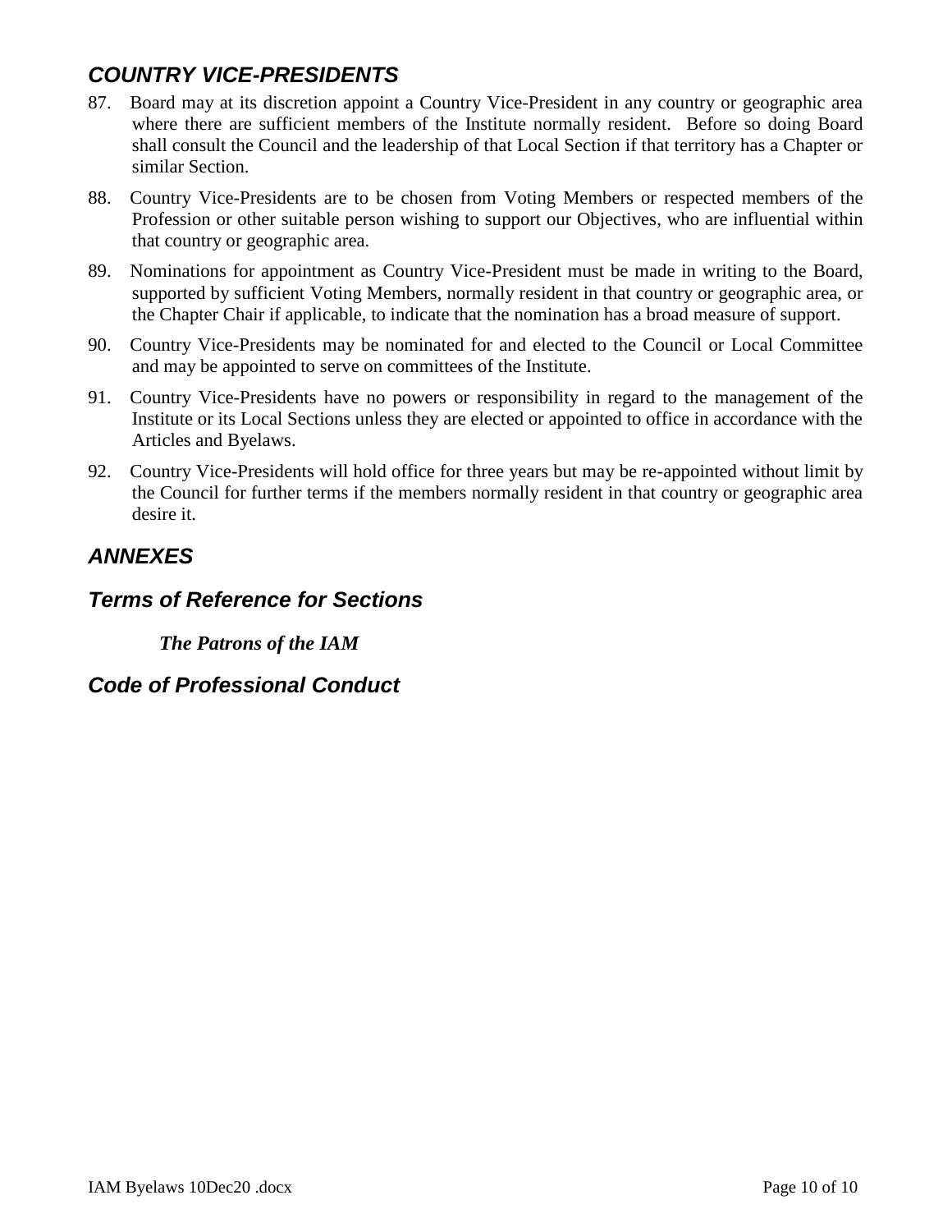## *COUNTRY VICE-PRESIDENTS*

87. Board may at its discretion appoint a Country Vice-President in any country or geographic area where there are sufficient members of the Institute normally resident. Before so doing Board shall consult the Council and the leadership of that Local Section if that territory has a Chapter or similar Section.

88. Country Vice-Presidents are to be chosen from Voting Members or respected members of the Profession or other suitable person wishing to support our Objectives, who are influential within that country or geographic area.

89. Nominations for appointment as Country Vice-President must be made in writing to the Board, supported by sufficient Voting Members, normally resident in that country or geographic area, or the Chapter Chair if applicable, to indicate that the nomination has a broad measure of support.

90. Country Vice-Presidents may be nominated for and elected to the Council or Local Committee and may be appointed to serve on committees of the Institute.

91. Country Vice-Presidents have no powers or responsibility in regard to the management of the Institute or its Local Sections unless they are elected or appointed to office in accordance with the Articles and Byelaws.

92. Country Vice-Presidents will hold office for three years but may be re-appointed without limit by the Council for further terms if the members normally resident in that country or geographic area desire it.

## *ANNEXES*

## *Terms of Reference for Sections*

***The Patrons of the IAM***

## *Code of Professional Conduct*